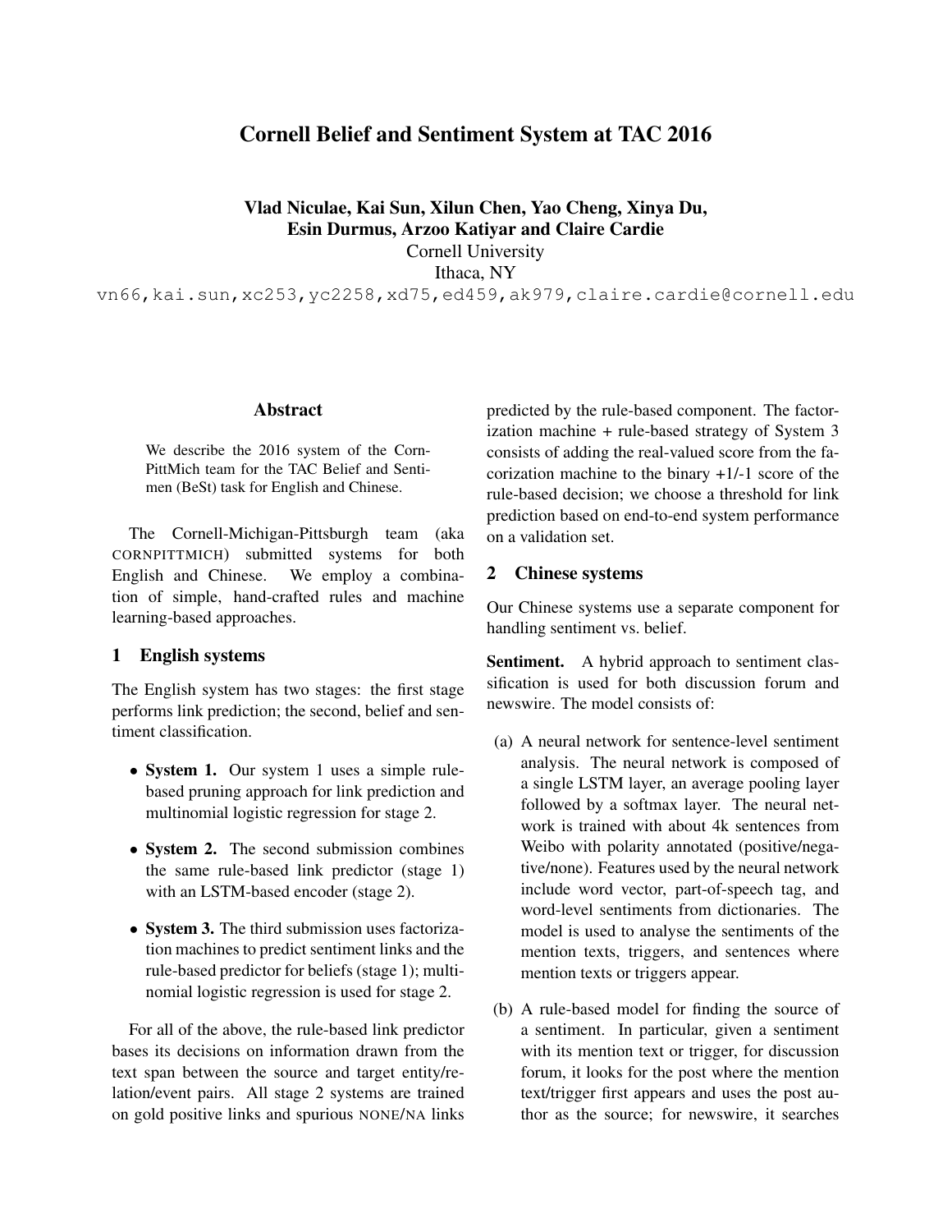# Cornell Belief and Sentiment System at TAC 2016

**Vlad Niculae, Kai Sun, Xilun Chen, Yao Cheng, Xinya Du, Esin Durmus, Arzoo Katiyar and Claire Cardie**

Cornell University

Ithaca, NY

vn66,kai.sun,xc253,yc2258,xd75,ed459,ak979,claire.cardie@cornell.edu

## Abstract

We describe the 2016 system of the CornPittMich team for the TAC Belief and Sentimen (BeSt) task for English and Chinese.

The Cornell-Michigan-Pittsburgh team (aka CORNPITTMICH) submitted systems for both English and Chinese. We employ a combination of simple, hand-crafted rules and machine learning-based approaches.

## 1 English systems

The English system has two stages: the first stage performs link prediction; the second, belief and sentiment classification.

- **System 1.** Our system 1 uses a simple rule-based pruning approach for link prediction and multinomial logistic regression for stage 2.
- **System 2.** The second submission combines the same rule-based link predictor (stage 1) with an LSTM-based encoder (stage 2).
- **System 3.** The third submission uses factorization machines to predict sentiment links and the rule-based predictor for beliefs (stage 1); multinomial logistic regression is used for stage 2.

For all of the above, the rule-based link predictor bases its decisions on information drawn from the text span between the source and target entity/relation/event pairs. All stage 2 systems are trained on gold positive links and spurious NONE/NA links predicted by the rule-based component. The factorization machine + rule-based strategy of System 3 consists of adding the real-valued score from the facorization machine to the binary +1/-1 score of the rule-based decision; we choose a threshold for link prediction based on end-to-end system performance on a validation set.

## 2 Chinese systems

Our Chinese systems use a separate component for handling sentiment vs. belief.

**Sentiment.** A hybrid approach to sentiment classification is used for both discussion forum and newswire. The model consists of:

(a) A neural network for sentence-level sentiment analysis. The neural network is composed of a single LSTM layer, an average pooling layer followed by a softmax layer. The neural network is trained with about 4k sentences from Weibo with polarity annotated (positive/negative/none). Features used by the neural network include word vector, part-of-speech tag, and word-level sentiments from dictionaries. The model is used to analyse the sentiments of the mention texts, triggers, and sentences where mention texts or triggers appear.

(b) A rule-based model for finding the source of a sentiment. In particular, given a sentiment with its mention text or trigger, for discussion forum, it looks for the post where the mention text/trigger first appears and uses the post author as the source; for newswire, it searches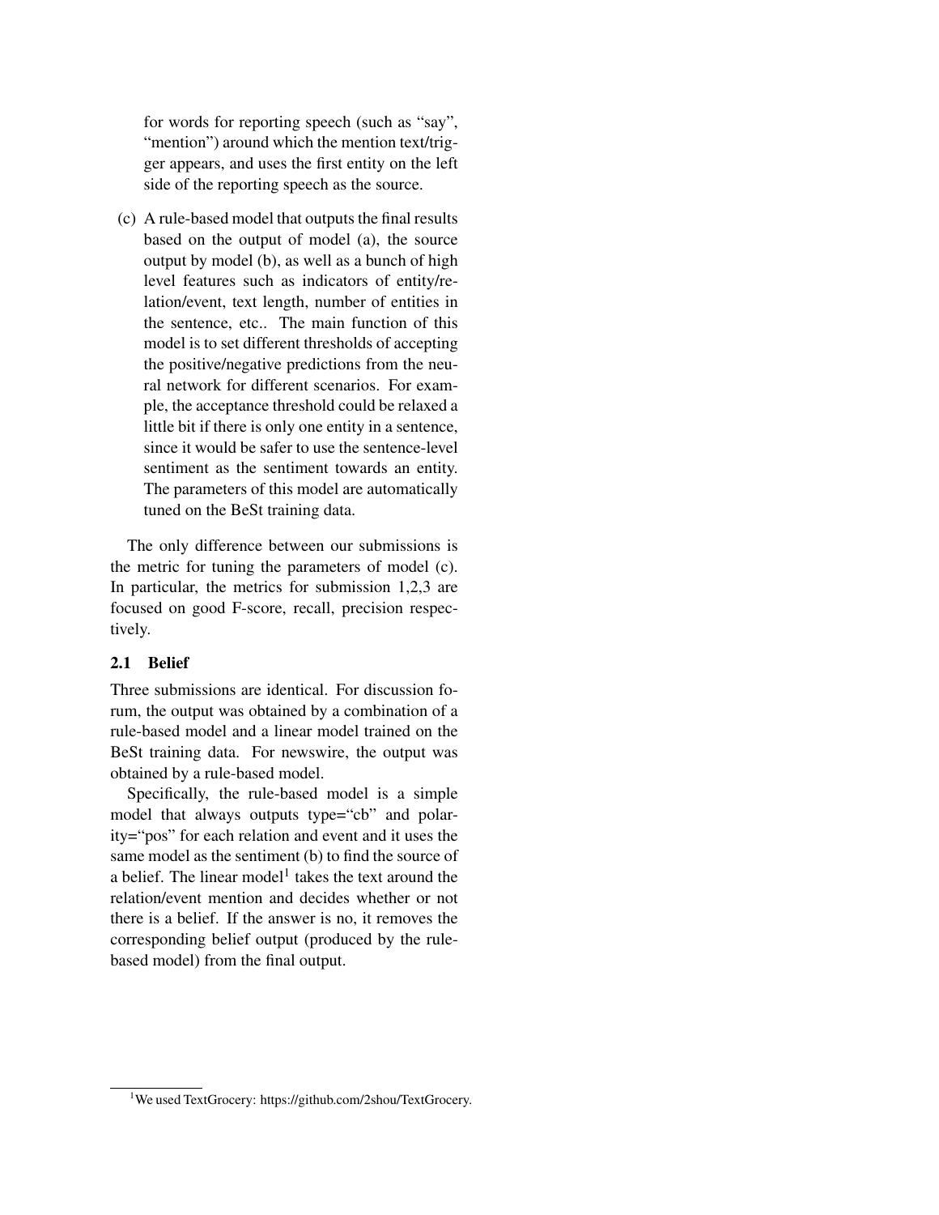for words for reporting speech (such as "say", "mention") around which the mention text/trigger appears, and uses the first entity on the left side of the reporting speech as the source.

(c) A rule-based model that outputs the final results based on the output of model (a), the source output by model (b), as well as a bunch of high level features such as indicators of entity/relation/event, text length, number of entities in the sentence, etc.. The main function of this model is to set different thresholds of accepting the positive/negative predictions from the neural network for different scenarios. For example, the acceptance threshold could be relaxed a little bit if there is only one entity in a sentence, since it would be safer to use the sentence-level sentiment as the sentiment towards an entity. The parameters of this model are automatically tuned on the BeSt training data.

The only difference between our submissions is the metric for tuning the parameters of model (c). In particular, the metrics for submission 1,2,3 are focused on good F-score, recall, precision respectively.

## 2.1 Belief

Three submissions are identical. For discussion forum, the output was obtained by a combination of a rule-based model and a linear model trained on the BeSt training data. For newswire, the output was obtained by a rule-based model.

Specifically, the rule-based model is a simple model that always outputs type="cb" and polarity="pos" for each relation and event and it uses the same model as the sentiment (b) to find the source of a belief. The linear model[1] takes the text around the relation/event mention and decides whether or not there is a belief. If the answer is no, it removes the corresponding belief output (produced by the rule-based model) from the final output.

[1] We used TextGrocery: https://github.com/2shou/TextGrocery.